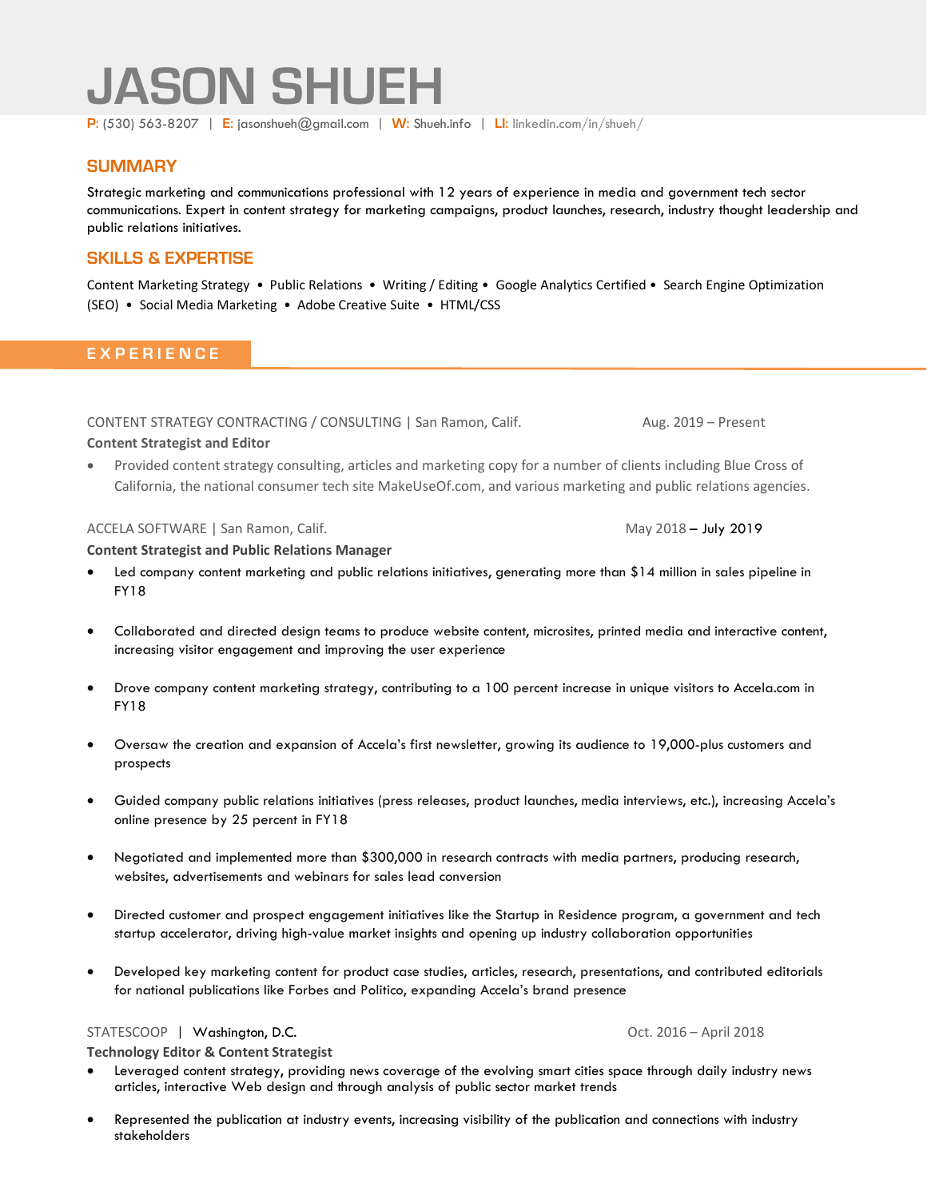# JASON SHUEH

**P:** (530) 563-8207 | **E:** jasonshueh@gmail.com | **W:** Shueh.info | **LI:** linkedin.com/in/shueh/

## SUMMARY

Strategic marketing and communications professional with 12 years of experience in media and government tech sector communications. Expert in content strategy for marketing campaigns, product launches, research, industry thought leadership and public relations initiatives.

## SKILLS & EXPERTISE

Content Marketing Strategy • Public Relations • Writing / Editing • Google Analytics Certified • Search Engine Optimization (SEO) • Social Media Marketing • Adobe Creative Suite • HTML/CSS

## EXPERIENCE

CONTENT STRATEGY CONTRACTING / CONSULTING | San Ramon, Calif. — Aug. 2019 – Present

**Content Strategist and Editor**

- Provided content strategy consulting, articles and marketing copy for a number of clients including Blue Cross of California, the national consumer tech site MakeUseOf.com, and various marketing and public relations agencies.

ACCELA SOFTWARE | San Ramon, Calif. — May 2018 – July 2019

**Content Strategist and Public Relations Manager**

- Led company content marketing and public relations initiatives, generating more than $14 million in sales pipeline in FY18
- Collaborated and directed design teams to produce website content, microsites, printed media and interactive content, increasing visitor engagement and improving the user experience
- Drove company content marketing strategy, contributing to a 100 percent increase in unique visitors to Accela.com in FY18
- Oversaw the creation and expansion of Accela's first newsletter, growing its audience to 19,000-plus customers and prospects
- Guided company public relations initiatives (press releases, product launches, media interviews, etc.), increasing Accela's online presence by 25 percent in FY18
- Negotiated and implemented more than $300,000 in research contracts with media partners, producing research, websites, advertisements and webinars for sales lead conversion
- Directed customer and prospect engagement initiatives like the Startup in Residence program, a government and tech startup accelerator, driving high-value market insights and opening up industry collaboration opportunities
- Developed key marketing content for product case studies, articles, research, presentations, and contributed editorials for national publications like Forbes and Politico, expanding Accela's brand presence

STATESCOOP | Washington, D.C. — Oct. 2016 – April 2018

**Technology Editor & Content Strategist**

- Leveraged content strategy, providing news coverage of the evolving smart cities space through daily industry news articles, interactive Web design and through analysis of public sector market trends
- Represented the publication at industry events, increasing visibility of the publication and connections with industry stakeholders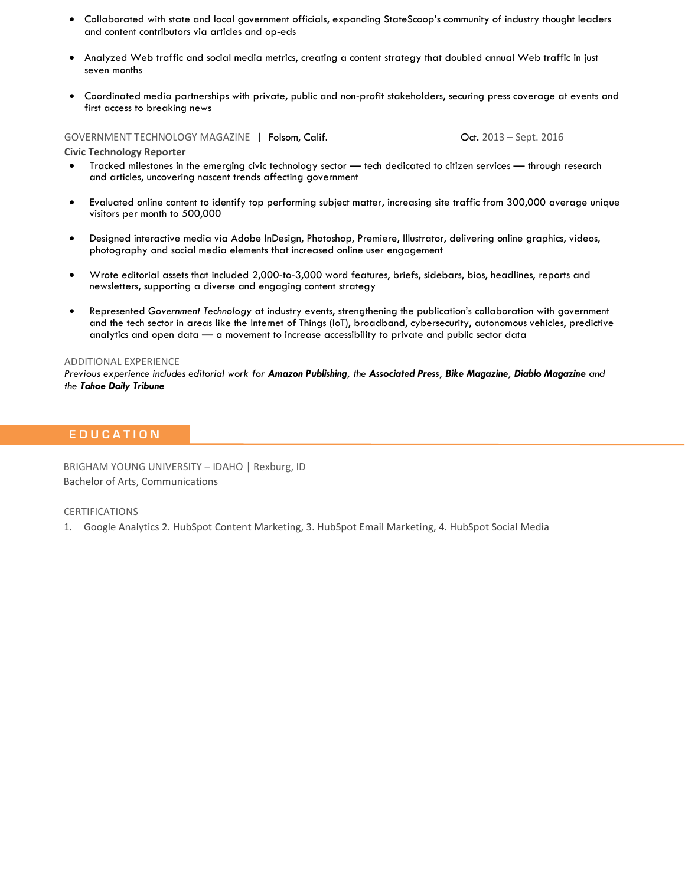- Collaborated with state and local government officials, expanding StateScoop's community of industry thought leaders and content contributors via articles and op-eds
- Analyzed Web traffic and social media metrics, creating a content strategy that doubled annual Web traffic in just seven months
- Coordinated media partnerships with private, public and non-profit stakeholders, securing press coverage at events and first access to breaking news

GOVERNMENT TECHNOLOGY MAGAZINE | Folsom, Calif. Oct. 2013 – Sept. 2016

**Civic Technology Reporter**

- Tracked milestones in the emerging civic technology sector — tech dedicated to citizen services — through research and articles, uncovering nascent trends affecting government
- Evaluated online content to identify top performing subject matter, increasing site traffic from 300,000 average unique visitors per month to 500,000
- Designed interactive media via Adobe InDesign, Photoshop, Premiere, Illustrator, delivering online graphics, videos, photography and social media elements that increased online user engagement
- Wrote editorial assets that included 2,000-to-3,000 word features, briefs, sidebars, bios, headlines, reports and newsletters, supporting a diverse and engaging content strategy
- Represented *Government Technology* at industry events, strengthening the publication's collaboration with government and the tech sector in areas like the Internet of Things (IoT), broadband, cybersecurity, autonomous vehicles, predictive analytics and open data — a movement to increase accessibility to private and public sector data

ADDITIONAL EXPERIENCE

*Previous experience includes editorial work for* ***Amazon Publishing****, the* ***Associated Press****,* ***Bike Magazine****,* ***Diablo Magazine*** *and the* ***Tahoe Daily Tribune***

## EDUCATION

BRIGHAM YOUNG UNIVERSITY – IDAHO | Rexburg, ID

Bachelor of Arts, Communications

CERTIFICATIONS

1. Google Analytics 2. HubSpot Content Marketing, 3. HubSpot Email Marketing, 4. HubSpot Social Media